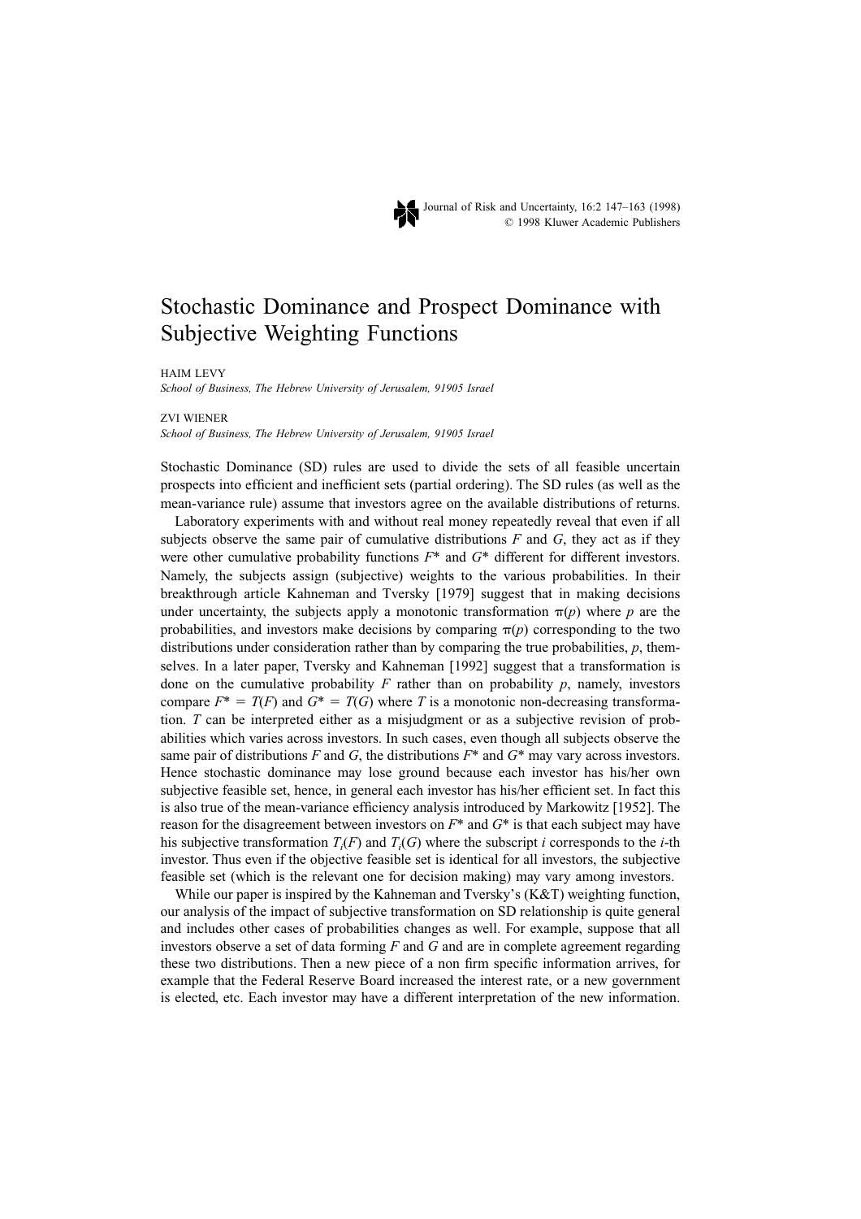# Stochastic Dominance and Prospect Dominance with Subjective Weighting Functions

HAIM LEVY

*School of Business, The Hebrew University of Jerusalem, 91905 Israel*

ZVI WIENER

*School of Business, The Hebrew University of Jerusalem, 91905 Israel*

Stochastic Dominance (SD) rules are used to divide the sets of all feasible uncertain prospects into efficient and inefficient sets (partial ordering). The SD rules (as well as the mean-variance rule) assume that investors agree on the available distributions of returns.

Laboratory experiments with and without real money repeatedly reveal that even if all subjects observe the same pair of cumulative distributions $F$ and $G$, they act as if they were other cumulative probability functions $F^*$ and $G^*$ different for different investors. Namely, the subjects assign (subjective) weights to the various probabilities. In their breakthrough article Kahneman and Tversky [1979] suggest that in making decisions under uncertainty, the subjects apply a monotonic transformation $\pi(p)$ where $p$ are the probabilities, and investors make decisions by comparing $\pi(p)$ corresponding to the two distributions under consideration rather than by comparing the true probabilities, $p$, themselves. In a later paper, Tversky and Kahneman [1992] suggest that a transformation is done on the cumulative probability $F$ rather than on probability $p$, namely, investors compare $F^* = T(F)$ and $G^* = T(G)$ where $T$ is a monotonic non-decreasing transformation. $T$ can be interpreted either as a misjudgment or as a subjective revision of probabilities which varies across investors. In such cases, even though all subjects observe the same pair of distributions $F$ and $G$, the distributions $F^*$ and $G^*$ may vary across investors. Hence stochastic dominance may lose ground because each investor has his/her own subjective feasible set, hence, in general each investor has his/her efficient set. In fact this is also true of the mean-variance efficiency analysis introduced by Markowitz [1952]. The reason for the disagreement between investors on $F^*$ and $G^*$ is that each subject may have his subjective transformation $T_i(F)$ and $T_i(G)$ where the subscript $i$ corresponds to the $i$-th investor. Thus even if the objective feasible set is identical for all investors, the subjective feasible set (which is the relevant one for decision making) may vary among investors.

While our paper is inspired by the Kahneman and Tversky's (K&T) weighting function, our analysis of the impact of subjective transformation on SD relationship is quite general and includes other cases of probabilities changes as well. For example, suppose that all investors observe a set of data forming $F$ and $G$ and are in complete agreement regarding these two distributions. Then a new piece of a non firm specific information arrives, for example that the Federal Reserve Board increased the interest rate, or a new government is elected, etc. Each investor may have a different interpretation of the new information.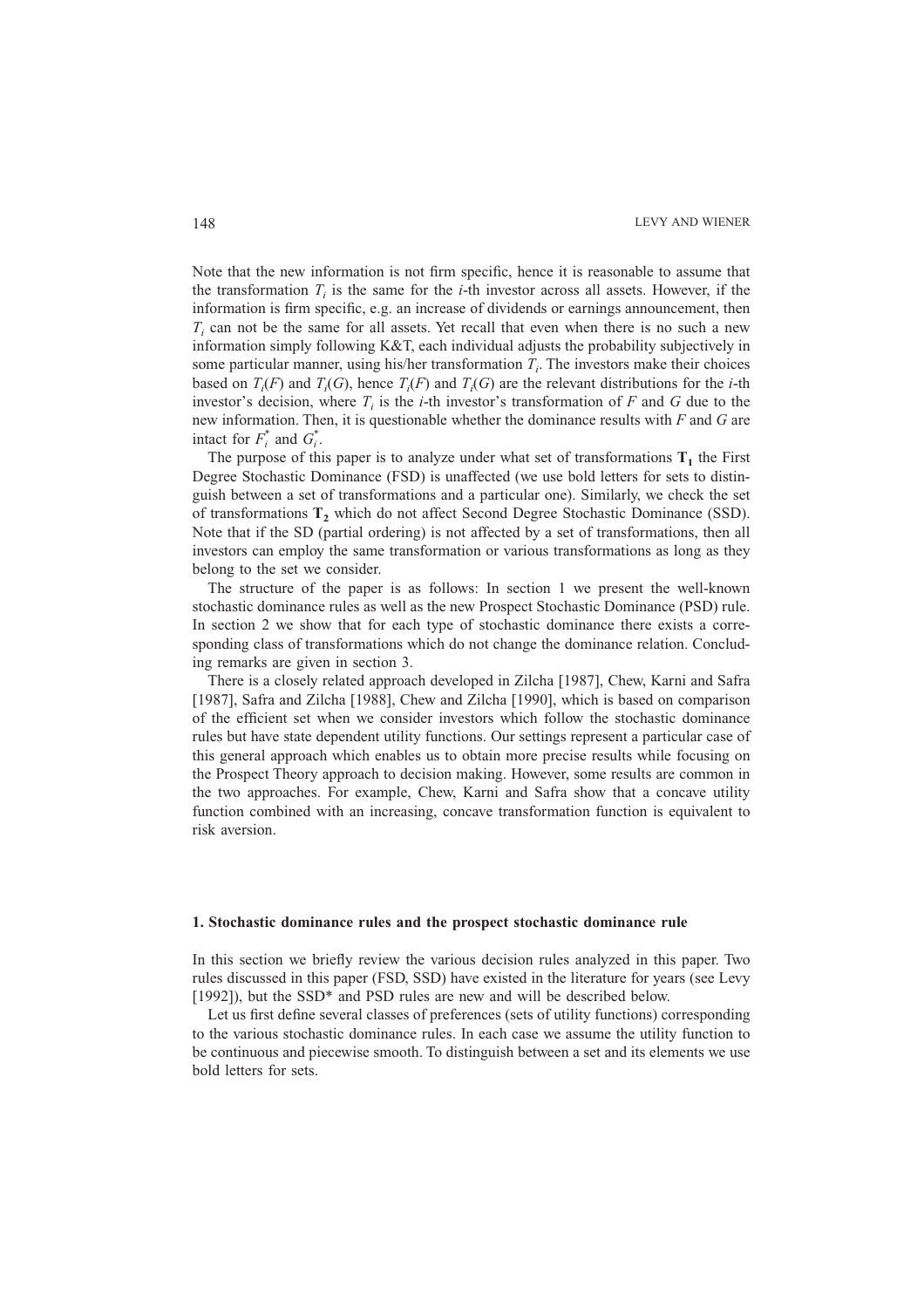Note that the new information is not firm specific, hence it is reasonable to assume that the transformation $T_i$ is the same for the $i$-th investor across all assets. However, if the information is firm specific, e.g. an increase of dividends or earnings announcement, then $T_i$ can not be the same for all assets. Yet recall that even when there is no such a new information simply following K&T, each individual adjusts the probability subjectively in some particular manner, using his/her transformation $T_i$. The investors make their choices based on $T_i(F)$ and $T_i(G)$, hence $T_i(F)$ and $T_i(G)$ are the relevant distributions for the $i$-th investor's decision, where $T_i$ is the $i$-th investor's transformation of $F$ and $G$ due to the new information. Then, it is questionable whether the dominance results with $F$ and $G$ are intact for $F_i^*$ and $G_i^*$.

The purpose of this paper is to analyze under what set of transformations $\mathbf{T_1}$ the First Degree Stochastic Dominance (FSD) is unaffected (we use bold letters for sets to distinguish between a set of transformations and a particular one). Similarly, we check the set of transformations $\mathbf{T_2}$ which do not affect Second Degree Stochastic Dominance (SSD). Note that if the SD (partial ordering) is not affected by a set of transformations, then all investors can employ the same transformation or various transformations as long as they belong to the set we consider.

The structure of the paper is as follows: In section 1 we present the well-known stochastic dominance rules as well as the new Prospect Stochastic Dominance (PSD) rule. In section 2 we show that for each type of stochastic dominance there exists a corresponding class of transformations which do not change the dominance relation. Concluding remarks are given in section 3.

There is a closely related approach developed in Zilcha [1987], Chew, Karni and Safra [1987], Safra and Zilcha [1988], Chew and Zilcha [1990], which is based on comparison of the efficient set when we consider investors which follow the stochastic dominance rules but have state dependent utility functions. Our settings represent a particular case of this general approach which enables us to obtain more precise results while focusing on the Prospect Theory approach to decision making. However, some results are common in the two approaches. For example, Chew, Karni and Safra show that a concave utility function combined with an increasing, concave transformation function is equivalent to risk aversion.

## 1. Stochastic dominance rules and the prospect stochastic dominance rule

In this section we briefly review the various decision rules analyzed in this paper. Two rules discussed in this paper (FSD, SSD) have existed in the literature for years (see Levy [1992]), but the SSD* and PSD rules are new and will be described below.

Let us first define several classes of preferences (sets of utility functions) corresponding to the various stochastic dominance rules. In each case we assume the utility function to be continuous and piecewise smooth. To distinguish between a set and its elements we use bold letters for sets.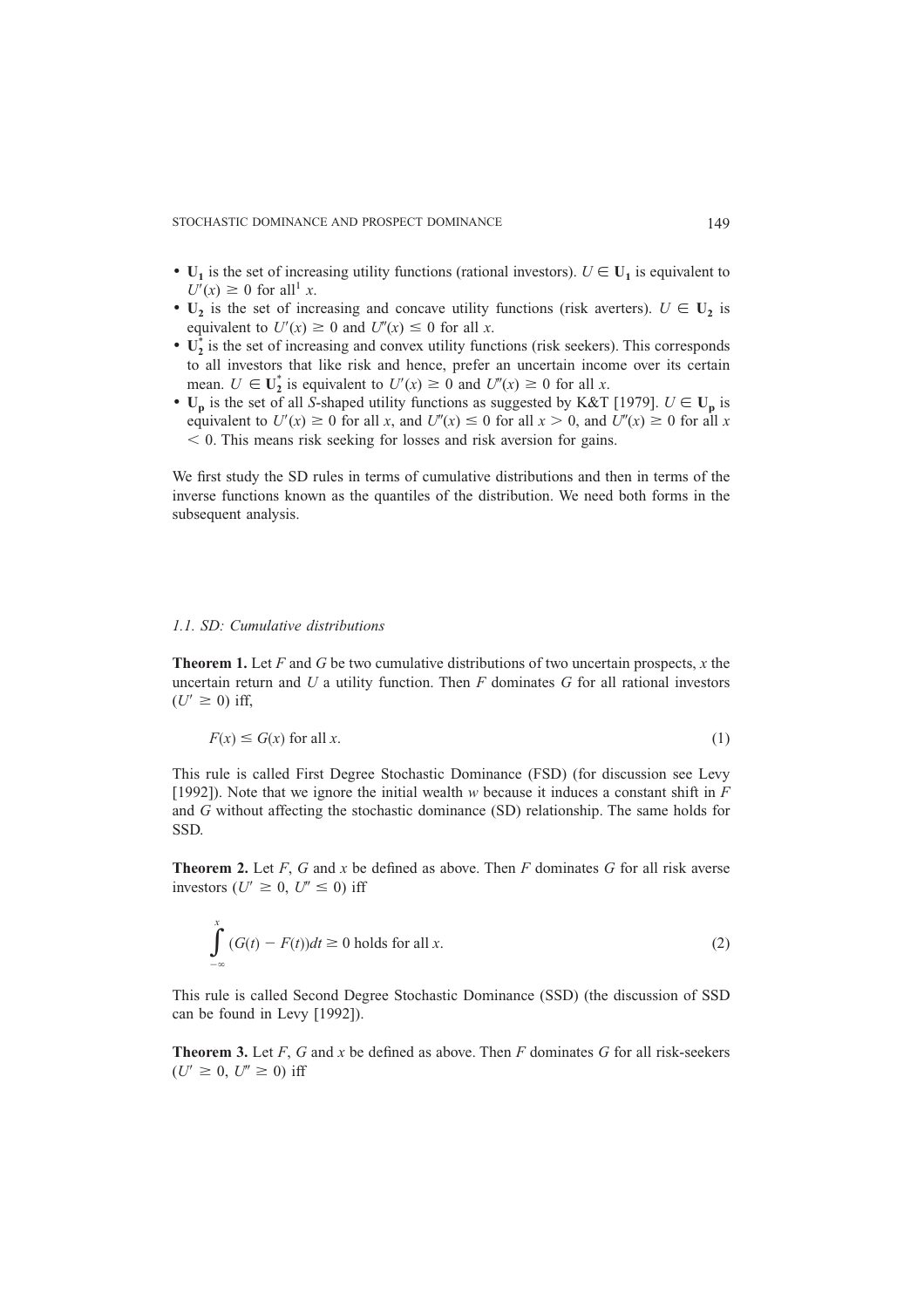- $\mathbf{U_1}$ is the set of increasing utility functions (rational investors). $U \in \mathbf{U_1}$ is equivalent to $U'(x) \geq 0$ for all[1] $x$.
- $\mathbf{U_2}$ is the set of increasing and concave utility functions (risk averters). $U \in \mathbf{U_2}$ is equivalent to $U'(x) \geq 0$ and $U''(x) \leq 0$ for all $x$.
- $\mathbf{U_2^*}$ is the set of increasing and convex utility functions (risk seekers). This corresponds to all investors that like risk and hence, prefer an uncertain income over its certain mean. $U \in \mathbf{U_2^*}$ is equivalent to $U'(x) \geq 0$ and $U''(x) \geq 0$ for all $x$.
- $\mathbf{U_p}$ is the set of all $S$-shaped utility functions as suggested by K&T [1979]. $U \in \mathbf{U_p}$ is equivalent to $U'(x) \geq 0$ for all $x$, and $U''(x) \leq 0$ for all $x > 0$, and $U''(x) \geq 0$ for all $x < 0$. This means risk seeking for losses and risk aversion for gains.

We first study the SD rules in terms of cumulative distributions and then in terms of the inverse functions known as the quantiles of the distribution. We need both forms in the subsequent analysis.

### *1.1. SD: Cumulative distributions*

**Theorem 1.** Let $F$ and $G$ be two cumulative distributions of two uncertain prospects, $x$ the uncertain return and $U$ a utility function. Then $F$ dominates $G$ for all rational investors ($U' \geq 0$) iff,

$$F(x) \leq G(x) \text{ for all } x. \tag{1}$$

This rule is called First Degree Stochastic Dominance (FSD) (for discussion see Levy [1992]). Note that we ignore the initial wealth $w$ because it induces a constant shift in $F$ and $G$ without affecting the stochastic dominance (SD) relationship. The same holds for SSD.

**Theorem 2.** Let $F$, $G$ and $x$ be defined as above. Then $F$ dominates $G$ for all risk averse investors ($U' \geq 0$, $U'' \leq 0$) iff

$$\int_{-\infty}^{x} (G(t) - F(t))dt \geq 0 \text{ holds for all } x. \tag{2}$$

This rule is called Second Degree Stochastic Dominance (SSD) (the discussion of SSD can be found in Levy [1992]).

**Theorem 3.** Let $F$, $G$ and $x$ be defined as above. Then $F$ dominates $G$ for all risk-seekers ($U' \geq 0$, $U'' \geq 0$) iff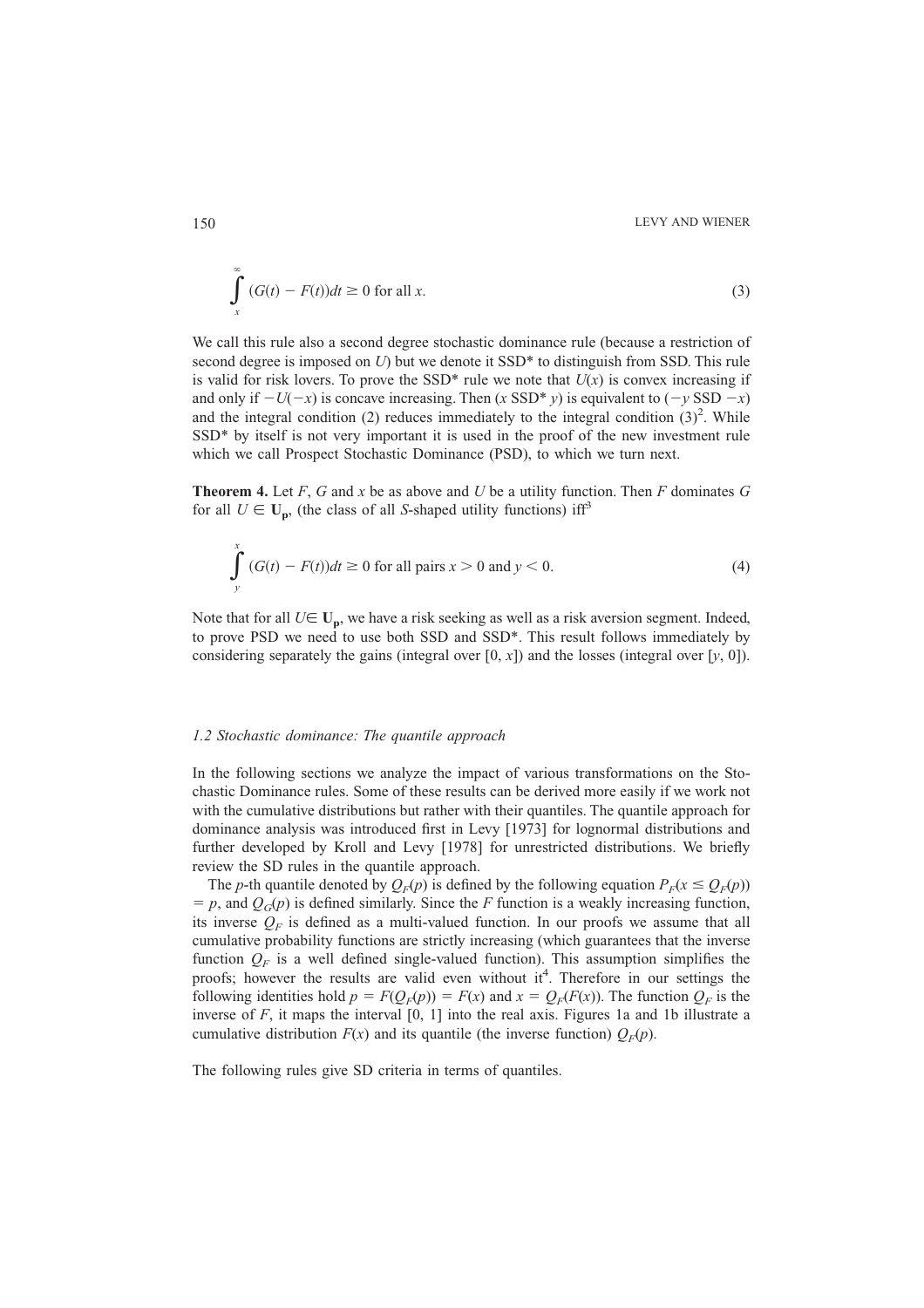$$\int_{x}^{\infty} (G(t) - F(t))dt \geq 0 \text{ for all } x. \tag{3}$$

We call this rule also a second degree stochastic dominance rule (because a restriction of second degree is imposed on $U$) but we denote it SSD* to distinguish from SSD. This rule is valid for risk lovers. To prove the SSD* rule we note that $U(x)$ is convex increasing if and only if $-U(-x)$ is concave increasing. Then ($x$ SSD* $y$) is equivalent to ($-y$ SSD $-x$) and the integral condition (2) reduces immediately to the integral condition (3)[2]. While SSD* by itself is not very important it is used in the proof of the new investment rule which we call Prospect Stochastic Dominance (PSD), to which we turn next.

**Theorem 4.** Let $F$, $G$ and $x$ be as above and $U$ be a utility function. Then $F$ dominates $G$ for all $U \in \mathbf{U_p}$, (the class of all $S$-shaped utility functions) iff[3]

$$\int_{y}^{x} (G(t) - F(t))dt \geq 0 \text{ for all pairs } x > 0 \text{ and } y < 0. \tag{4}$$

Note that for all $U \in \mathbf{U_p}$, we have a risk seeking as well as a risk aversion segment. Indeed, to prove PSD we need to use both SSD and SSD*. This result follows immediately by considering separately the gains (integral over $[0, x]$) and the losses (integral over $[y, 0]$).

### *1.2 Stochastic dominance: The quantile approach*

In the following sections we analyze the impact of various transformations on the Stochastic Dominance rules. Some of these results can be derived more easily if we work not with the cumulative distributions but rather with their quantiles. The quantile approach for dominance analysis was introduced first in Levy [1973] for lognormal distributions and further developed by Kroll and Levy [1978] for unrestricted distributions. We briefly review the SD rules in the quantile approach.

The $p$-th quantile denoted by $Q_F(p)$ is defined by the following equation $P_F(x \leq Q_F(p)) = p$, and $Q_G(p)$ is defined similarly. Since the $F$ function is a weakly increasing function, its inverse $Q_F$ is defined as a multi-valued function. In our proofs we assume that all cumulative probability functions are strictly increasing (which guarantees that the inverse function $Q_F$ is a well defined single-valued function). This assumption simplifies the proofs; however the results are valid even without it[4]. Therefore in our settings the following identities hold $p = F(Q_F(p)) = F(x)$ and $x = Q_F(F(x))$. The function $Q_F$ is the inverse of $F$, it maps the interval $[0, 1]$ into the real axis. Figures 1a and 1b illustrate a cumulative distribution $F(x)$ and its quantile (the inverse function) $Q_F(p)$.

The following rules give SD criteria in terms of quantiles.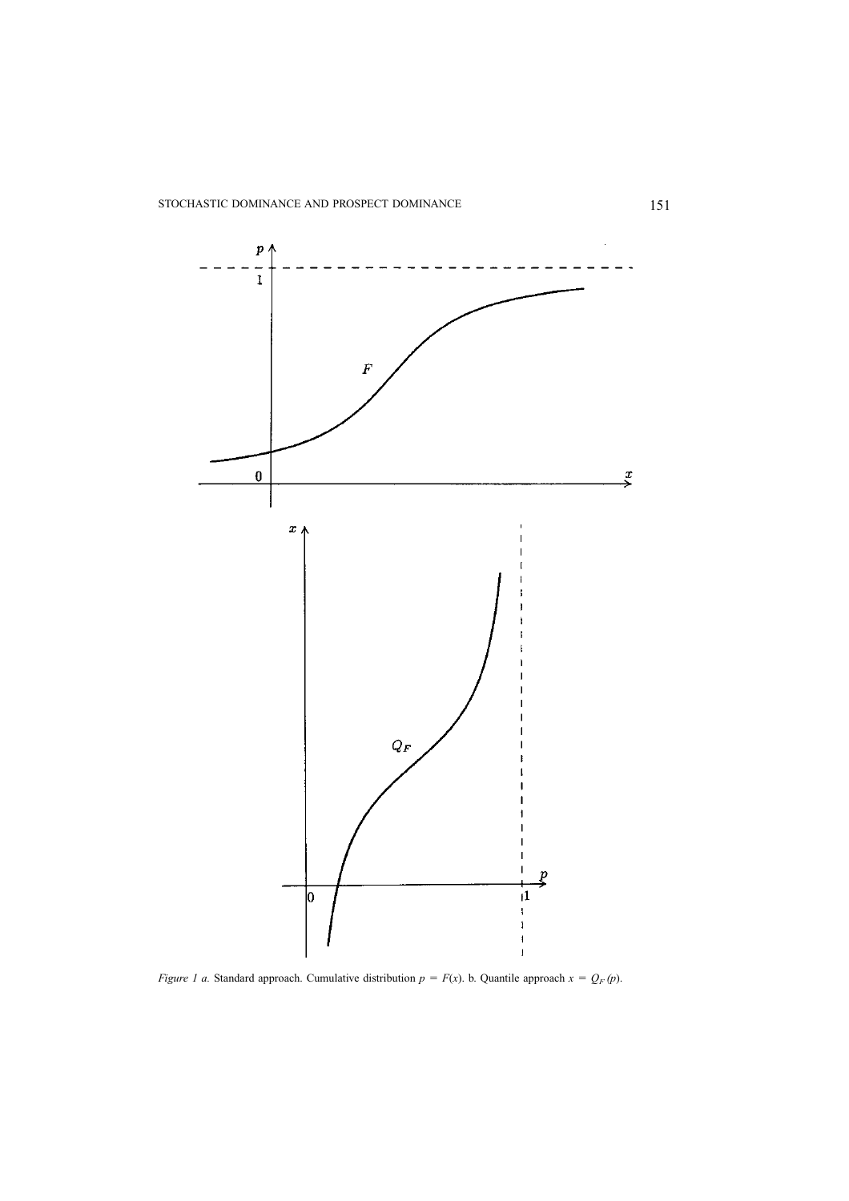*Figure 1 a.* Standard approach. Cumulative distribution $p = F(x)$. b. Quantile approach $x = Q_F(p)$.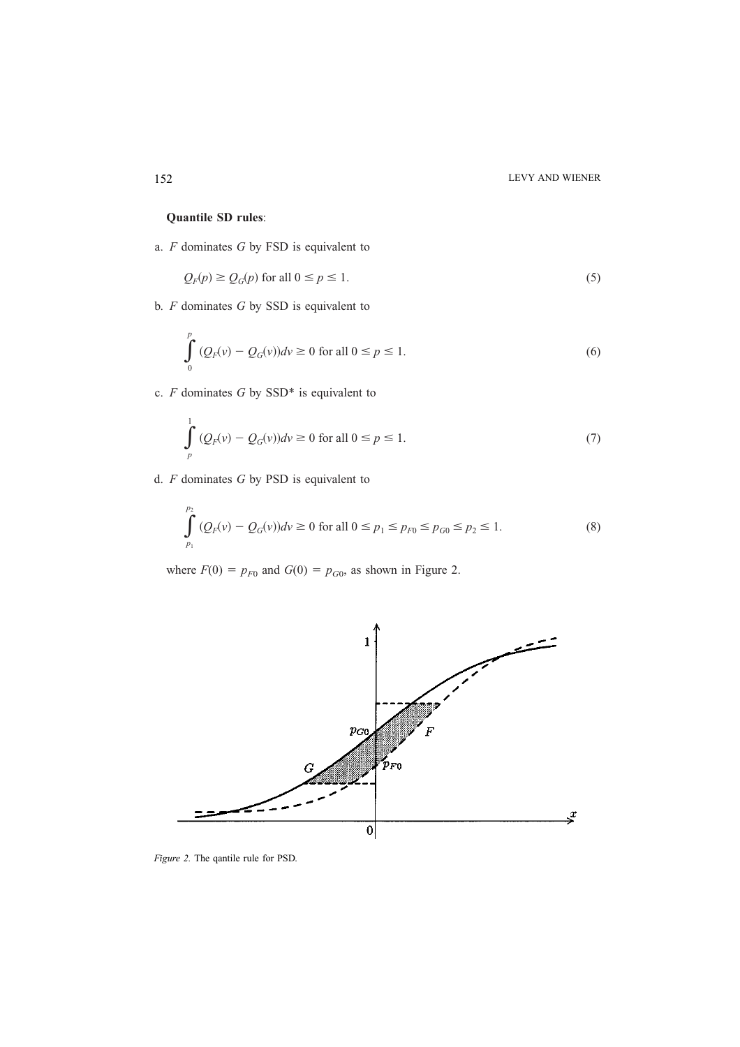**Quantile SD rules**:

a. $F$ dominates $G$ by FSD is equivalent to

$$Q_F(p) \geq Q_G(p) \text{ for all } 0 \leq p \leq 1. \tag{5}$$

b. $F$ dominates $G$ by SSD is equivalent to

$$\int_0^p (Q_F(v) - Q_G(v))dv \geq 0 \text{ for all } 0 \leq p \leq 1. \tag{6}$$

c. $F$ dominates $G$ by SSD* is equivalent to

$$\int_p^1 (Q_F(v) - Q_G(v))dv \geq 0 \text{ for all } 0 \leq p \leq 1. \tag{7}$$

d. $F$ dominates $G$ by PSD is equivalent to

$$\int_{p_1}^{p_2} (Q_F(v) - Q_G(v))dv \geq 0 \text{ for all } 0 \leq p_1 \leq p_{F0} \leq p_{G0} \leq p_2 \leq 1. \tag{8}$$

where $F(0) = p_{F0}$ and $G(0) = p_{G0}$, as shown in Figure 2.

*Figure 2.* The qantile rule for PSD.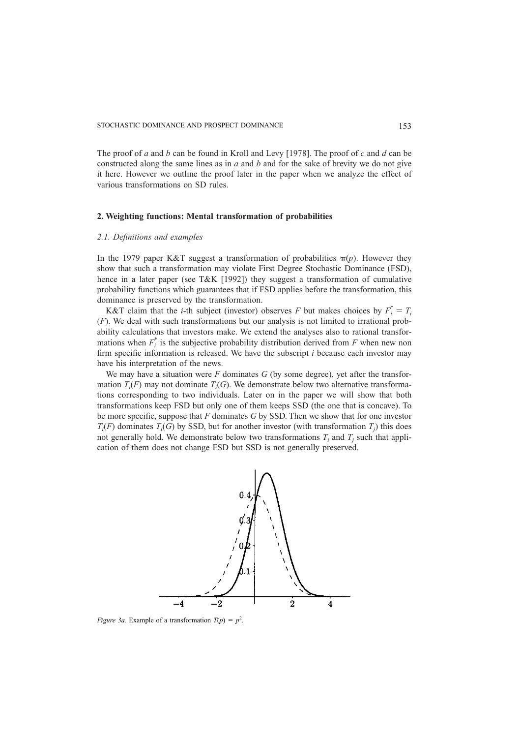The proof of *a* and *b* can be found in Kroll and Levy [1978]. The proof of *c* and *d* can be constructed along the same lines as in *a* and *b* and for the sake of brevity we do not give it here. However we outline the proof later in the paper when we analyze the effect of various transformations on SD rules.

## 2. Weighting functions: Mental transformation of probabilities

### *2.1. Definitions and examples*

In the 1979 paper K&T suggest a transformation of probabilities $\pi(p)$. However they show that such a transformation may violate First Degree Stochastic Dominance (FSD), hence in a later paper (see T&K [1992]) they suggest a transformation of cumulative probability functions which guarantees that if FSD applies before the transformation, this dominance is preserved by the transformation.

K&T claim that the *i*-th subject (investor) observes $F$ but makes choices by $F_i^* = T_i(F)$. We deal with such transformations but our analysis is not limited to irrational probability calculations that investors make. We extend the analyses also to rational transformations when $F_i^*$ is the subjective probability distribution derived from $F$ when new non firm specific information is released. We have the subscript *i* because each investor may have his interpretation of the news.

We may have a situation were $F$ dominates $G$ (by some degree), yet after the transformation $T_i(F)$ may not dominate $T_i(G)$. We demonstrate below two alternative transformations corresponding to two individuals. Later on in the paper we will show that both transformations keep FSD but only one of them keeps SSD (the one that is concave). To be more specific, suppose that $F$ dominates $G$ by SSD. Then we show that for one investor $T_i(F)$ dominates $T_i(G)$ by SSD, but for another investor (with transformation $T_j$) this does not generally hold. We demonstrate below two transformations $T_i$ and $T_j$ such that application of them does not change FSD but SSD is not generally preserved.

*Figure 3a.* Example of a transformation $T(p) = p^2$.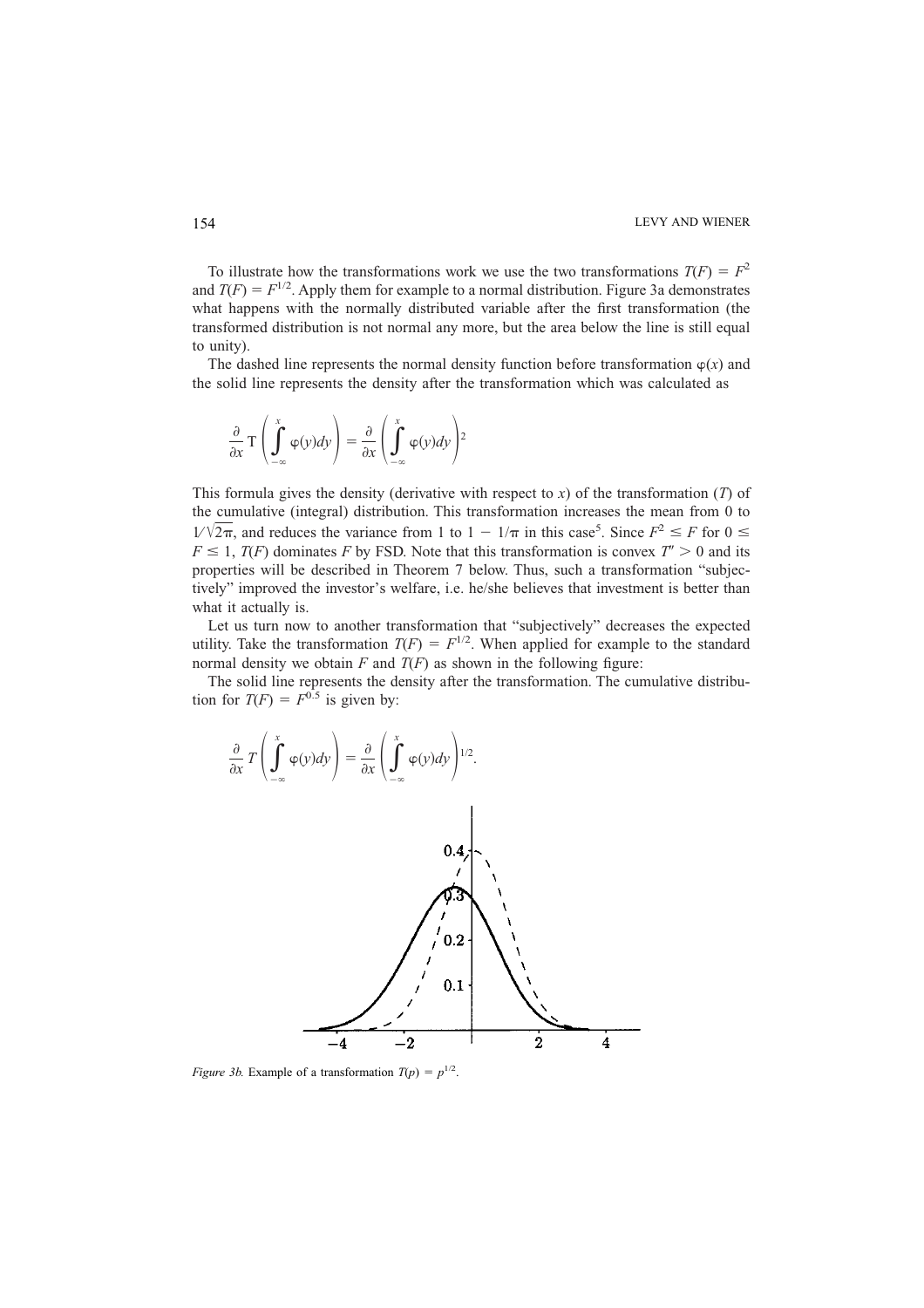To illustrate how the transformations work we use the two transformations $T(F) = F^2$ and $T(F) = F^{1/2}$. Apply them for example to a normal distribution. Figure 3a demonstrates what happens with the normally distributed variable after the first transformation (the transformed distribution is not normal any more, but the area below the line is still equal to unity).

The dashed line represents the normal density function before transformation $\varphi(x)$ and the solid line represents the density after the transformation which was calculated as

$$\frac{\partial}{\partial x} \mathrm{T}\left(\int_{-\infty}^{x} \varphi(y)dy\right) = \frac{\partial}{\partial x}\left(\int_{-\infty}^{x} \varphi(y)dy\right)^2$$

This formula gives the density (derivative with respect to $x$) of the transformation ($T$) of the cumulative (integral) distribution. This transformation increases the mean from 0 to $1/\sqrt{2\pi}$, and reduces the variance from 1 to $1 - 1/\pi$ in this case[5]. Since $F^2 \leq F$ for $0 \leq F \leq 1$, $T(F)$ dominates $F$ by FSD. Note that this transformation is convex $T'' > 0$ and its properties will be described in Theorem 7 below. Thus, such a transformation "subjectively" improved the investor's welfare, i.e. he/she believes that investment is better than what it actually is.

Let us turn now to another transformation that "subjectively" decreases the expected utility. Take the transformation $T(F) = F^{1/2}$. When applied for example to the standard normal density we obtain $F$ and $T(F)$ as shown in the following figure:

The solid line represents the density after the transformation. The cumulative distribution for $T(F) = F^{0.5}$ is given by:

$$\frac{\partial}{\partial x} T\left(\int_{-\infty}^{x} \varphi(y)dy\right) = \frac{\partial}{\partial x}\left(\int_{-\infty}^{x} \varphi(y)dy\right)^{1/2}.$$

*Figure 3b.* Example of a transformation $T(p) = p^{1/2}$.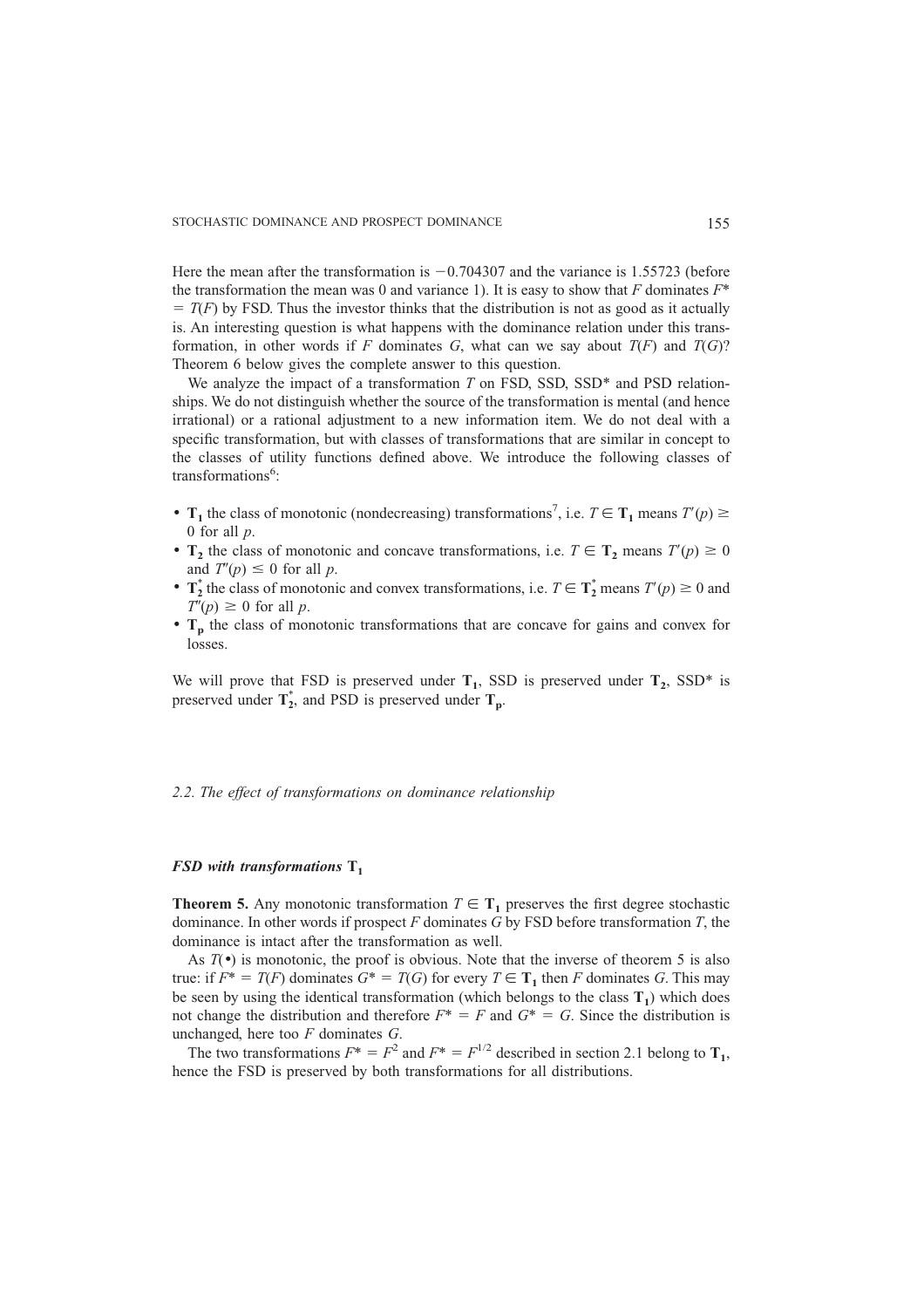Here the mean after the transformation is $-0.704307$ and the variance is 1.55723 (before the transformation the mean was 0 and variance 1). It is easy to show that $F$ dominates $F^* = T(F)$ by FSD. Thus the investor thinks that the distribution is not as good as it actually is. An interesting question is what happens with the dominance relation under this transformation, in other words if $F$ dominates $G$, what can we say about $T(F)$ and $T(G)$? Theorem 6 below gives the complete answer to this question.

We analyze the impact of a transformation $T$ on FSD, SSD, SSD* and PSD relationships. We do not distinguish whether the source of the transformation is mental (and hence irrational) or a rational adjustment to a new information item. We do not deal with a specific transformation, but with classes of transformations that are similar in concept to the classes of utility functions defined above. We introduce the following classes of transformations[6]:

- $\mathbf{T_1}$ the class of monotonic (nondecreasing) transformations[7], i.e. $T \in \mathbf{T_1}$ means $T'(p) \geq 0$ for all $p$.
- $\mathbf{T_2}$ the class of monotonic and concave transformations, i.e. $T \in \mathbf{T_2}$ means $T'(p) \geq 0$ and $T''(p) \leq 0$ for all $p$.
- $\mathbf{T_2^*}$ the class of monotonic and convex transformations, i.e. $T \in \mathbf{T_2^*}$ means $T'(p) \geq 0$ and $T''(p) \geq 0$ for all $p$.
- $\mathbf{T_p}$ the class of monotonic transformations that are concave for gains and convex for losses.

We will prove that FSD is preserved under $\mathbf{T_1}$, SSD is preserved under $\mathbf{T_2}$, SSD* is preserved under $\mathbf{T_2^*}$, and PSD is preserved under $\mathbf{T_p}$.

### *2.2. The effect of transformations on dominance relationship*

#### *FSD with transformations* $\mathbf{T_1}$

**Theorem 5.** Any monotonic transformation $T \in \mathbf{T_1}$ preserves the first degree stochastic dominance. In other words if prospect $F$ dominates $G$ by FSD before transformation $T$, the dominance is intact after the transformation as well.

As $T(\bullet)$ is monotonic, the proof is obvious. Note that the inverse of theorem 5 is also true: if $F^* = T(F)$ dominates $G^* = T(G)$ for every $T \in \mathbf{T_1}$ then $F$ dominates $G$. This may be seen by using the identical transformation (which belongs to the class $\mathbf{T_1}$) which does not change the distribution and therefore $F^* = F$ and $G^* = G$. Since the distribution is unchanged, here too $F$ dominates $G$.

The two transformations $F^* = F^2$ and $F^* = F^{1/2}$ described in section 2.1 belong to $\mathbf{T_1}$, hence the FSD is preserved by both transformations for all distributions.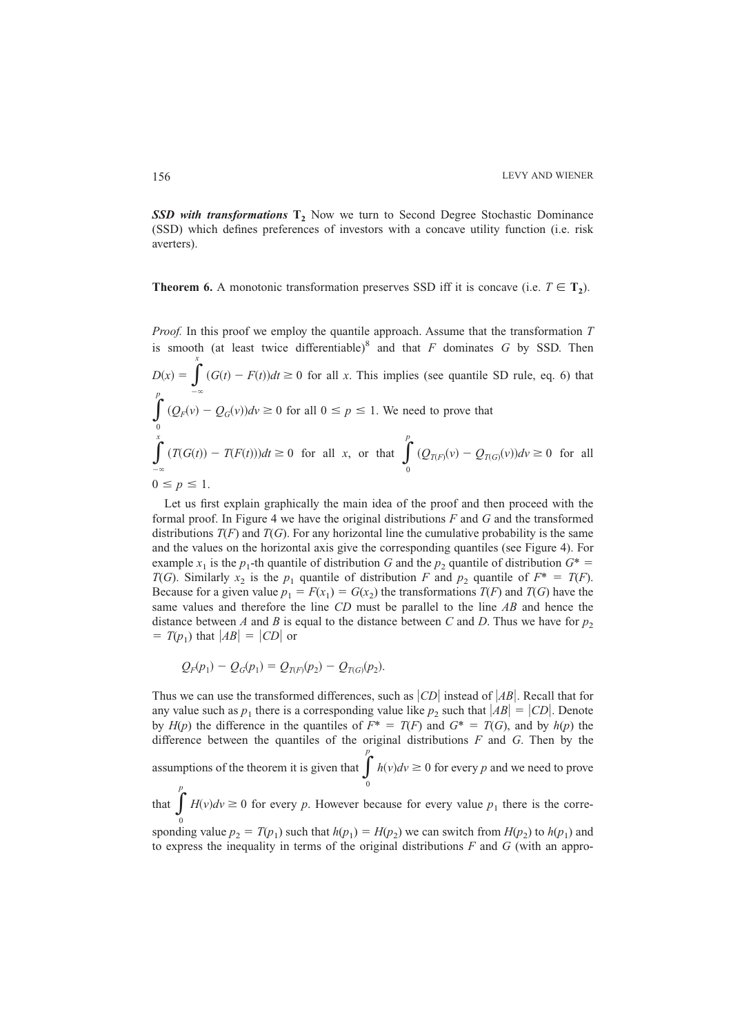***SSD with transformations*** $\mathbf{T_2}$ Now we turn to Second Degree Stochastic Dominance (SSD) which defines preferences of investors with a concave utility function (i.e. risk averters).

**Theorem 6.** A monotonic transformation preserves SSD iff it is concave (i.e. $T \in \mathbf{T_2}$).

*Proof.* In this proof we employ the quantile approach. Assume that the transformation $T$ is smooth (at least twice differentiable)[8] and that $F$ dominates $G$ by SSD. Then $D(x) = \int_{-\infty}^{x} (G(t) - F(t))dt \geq 0$ for all $x$. This implies (see quantile SD rule, eq. 6) that $\int_{0}^{p} (Q_F(v) - Q_G(v))dv \geq 0$ for all $0 \leq p \leq 1$. We need to prove that $\int_{-\infty}^{x} (T(G(t)) - T(F(t)))dt \geq 0$ for all $x$, or that $\int_{0}^{p} (Q_{T(F)}(v) - Q_{T(G)}(v))dv \geq 0$ for all $0 \leq p \leq 1$.

Let us first explain graphically the main idea of the proof and then proceed with the formal proof. In Figure 4 we have the original distributions $F$ and $G$ and the transformed distributions $T(F)$ and $T(G)$. For any horizontal line the cumulative probability is the same and the values on the horizontal axis give the corresponding quantiles (see Figure 4). For example $x_1$ is the $p_1$-th quantile of distribution $G$ and the $p_2$ quantile of distribution $G^* = T(G)$. Similarly $x_2$ is the $p_1$ quantile of distribution $F$ and $p_2$ quantile of $F^* = T(F)$. Because for a given value $p_1 = F(x_1) = G(x_2)$ the transformations $T(F)$ and $T(G)$ have the same values and therefore the line $CD$ must be parallel to the line $AB$ and hence the distance between $A$ and $B$ is equal to the distance between $C$ and $D$. Thus we have for $p_2 = T(p_1)$ that $|AB| = |CD|$ or

$$Q_F(p_1) - Q_G(p_1) = Q_{T(F)}(p_2) - Q_{T(G)}(p_2).$$

Thus we can use the transformed differences, such as $|CD|$ instead of $|AB|$. Recall that for any value such as $p_1$ there is a corresponding value like $p_2$ such that $|AB| = |CD|$. Denote by $H(p)$ the difference in the quantiles of $F^* = T(F)$ and $G^* = T(G)$, and by $h(p)$ the difference between the quantiles of the original distributions $F$ and $G$. Then by the assumptions of the theorem it is given that $\int_{0}^{p} h(v)dv \geq 0$ for every $p$ and we need to prove that $\int_{0}^{p} H(v)dv \geq 0$ for every $p$. However because for every value $p_1$ there is the corresponding value $p_2 = T(p_1)$ such that $h(p_1) = H(p_2)$ we can switch from $H(p_2)$ to $h(p_1)$ and to express the inequality in terms of the original distributions $F$ and $G$ (with an appro-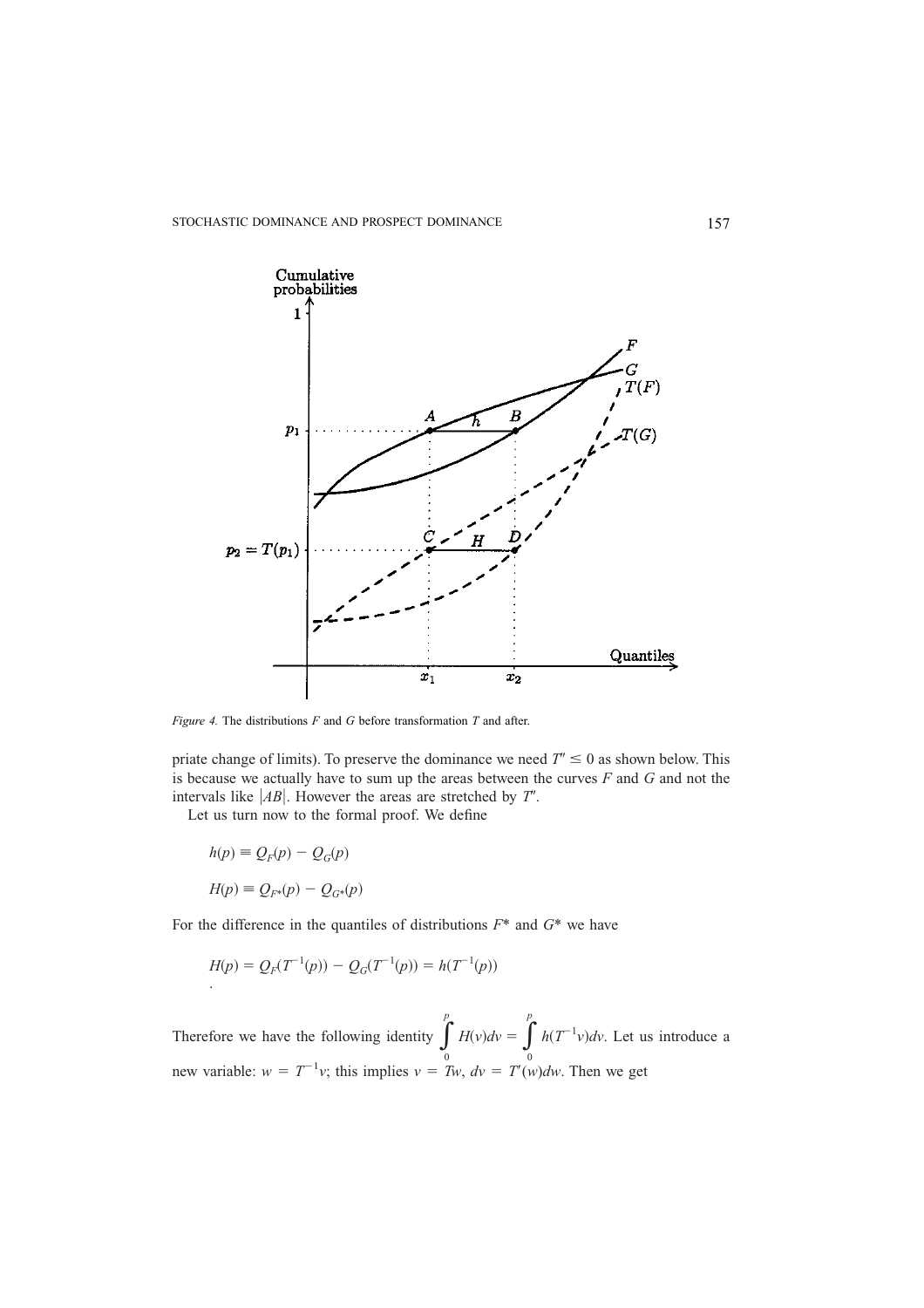*Figure 4.* The distributions $F$ and $G$ before transformation $T$ and after.

priate change of limits). To preserve the dominance we need $T'' \leq 0$ as shown below. This is because we actually have to sum up the areas between the curves $F$ and $G$ and not the intervals like $|AB|$. However the areas are stretched by $T''$.

Let us turn now to the formal proof. We define

$$h(p) \equiv Q_F(p) - Q_G(p)$$

$$H(p) \equiv Q_{F^*}(p) - Q_{G^*}(p)$$

For the difference in the quantiles of distributions $F^*$ and $G^*$ we have

$$H(p) = Q_F(T^{-1}(p)) - Q_G(T^{-1}(p)) = h(T^{-1}(p))$$

.

Therefore we have the following identity $\int_0^p H(v)dv = \int_0^p h(T^{-1}v)dv$. Let us introduce a new variable: $w = T^{-1}v$; this implies $v = Tw$, $dv = T'(w)dw$. Then we get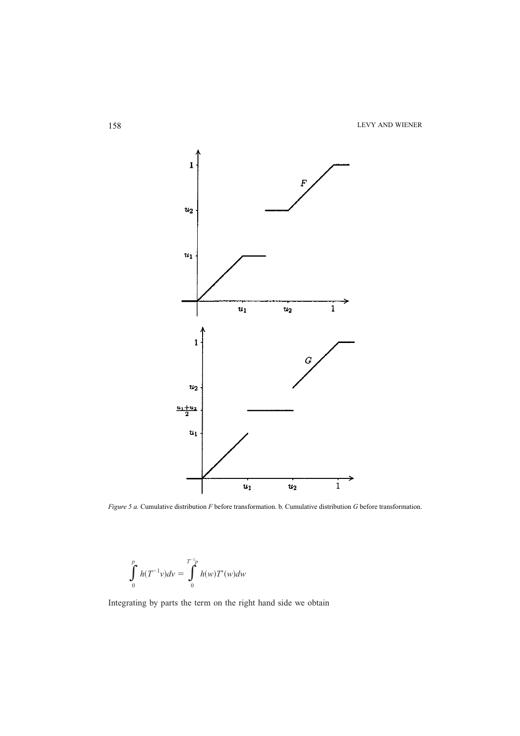*Figure 5 a.* Cumulative distribution $F$ before transformation. b. Cumulative distribution $G$ before transformation.

$$\int_0^p h(T^{-1}v)dv = \int_0^{T^{-1}p} h(w)T'(w)dw$$

Integrating by parts the term on the right hand side we obtain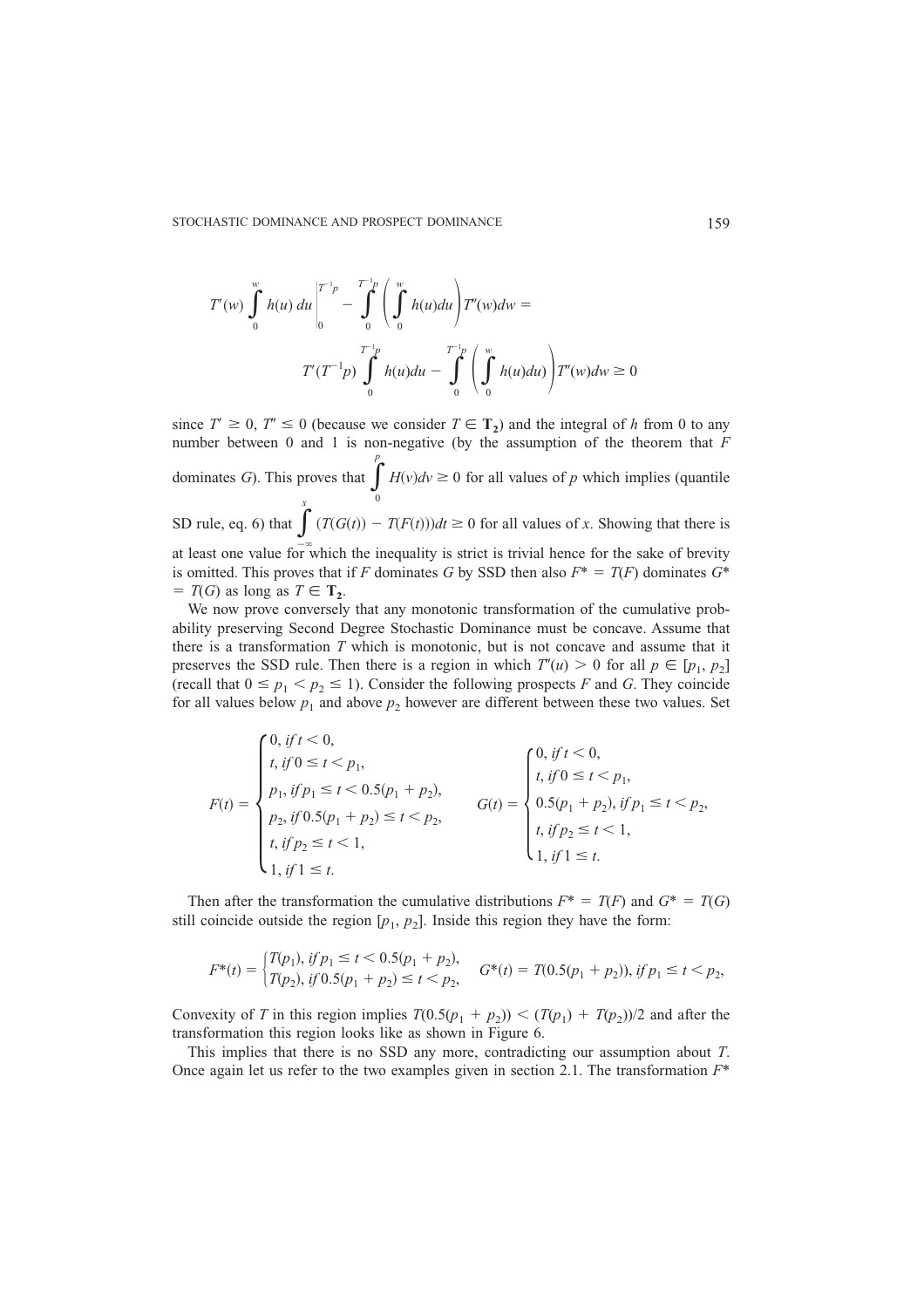$$T'(w) \int_0^w h(u)\,du \Bigg|_0^{T^{-1}p} - \int_0^{T^{-1}p} \left( \int_0^w h(u)du \right) T''(w)dw =$$

$$T'(T^{-1}p) \int_0^{T^{-1}p} h(u)du - \int_0^{T^{-1}p} \left( \int_0^w h(u)du \right) T''(w)dw \geq 0$$

since $T' \geq 0$, $T'' \leq 0$ (because we consider $T \in \mathbf{T_2}$) and the integral of $h$ from 0 to any number between 0 and 1 is non-negative (by the assumption of the theorem that $F$ dominates $G$). This proves that $\int_0^p H(v)dv \geq 0$ for all values of $p$ which implies (quantile SD rule, eq. 6) that $\int_{-\infty}^{x} (T(G(t)) - T(F(t)))dt \geq 0$ for all values of $x$. Showing that there is at least one value for which the inequality is strict is trivial hence for the sake of brevity is omitted. This proves that if $F$ dominates $G$ by SSD then also $F^* = T(F)$ dominates $G^* = T(G)$ as long as $T \in \mathbf{T_2}$.

We now prove conversely that any monotonic transformation of the cumulative probability preserving Second Degree Stochastic Dominance must be concave. Assume that there is a transformation $T$ which is monotonic, but is not concave and assume that it preserves the SSD rule. Then there is a region in which $T''(u) > 0$ for all $p \in [p_1, p_2]$ (recall that $0 \leq p_1 < p_2 \leq 1$). Consider the following prospects $F$ and $G$. They coincide for all values below $p_1$ and above $p_2$ however are different between these two values. Set

$$F(t) = \begin{cases} 0, \text{ if } t < 0, \\ t, \text{ if } 0 \leq t < p_1, \\ p_1, \text{ if } p_1 \leq t < 0.5(p_1 + p_2), \\ p_2, \text{ if } 0.5(p_1 + p_2) \leq t < p_2, \\ t, \text{ if } p_2 \leq t < 1, \\ 1, \text{ if } 1 \leq t. \end{cases} \qquad G(t) = \begin{cases} 0, \text{ if } t < 0, \\ t, \text{ if } 0 \leq t < p_1, \\ 0.5(p_1 + p_2), \text{ if } p_1 \leq t < p_2, \\ t, \text{ if } p_2 \leq t < 1, \\ 1, \text{ if } 1 \leq t. \end{cases}$$

Then after the transformation the cumulative distributions $F^* = T(F)$ and $G^* = T(G)$ still coincide outside the region $[p_1, p_2]$. Inside this region they have the form:

$$F^*(t) = \begin{cases} T(p_1), \text{ if } p_1 \leq t < 0.5(p_1 + p_2), \\ T(p_2), \text{ if } 0.5(p_1 + p_2) \leq t < p_2, \end{cases} \quad G^*(t) = T(0.5(p_1 + p_2)), \text{ if } p_1 \leq t < p_2,$$

Convexity of $T$ in this region implies $T(0.5(p_1 + p_2)) < (T(p_1) + T(p_2))/2$ and after the transformation this region looks like as shown in Figure 6.

This implies that there is no SSD any more, contradicting our assumption about $T$. Once again let us refer to the two examples given in section 2.1. The transformation $F^*$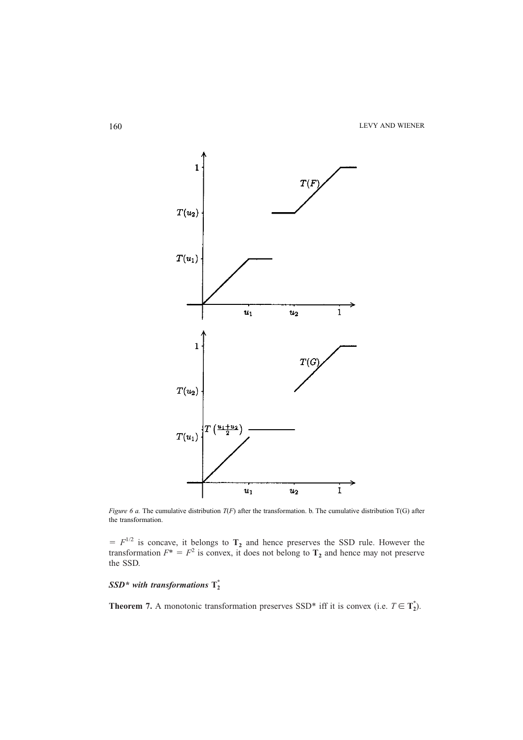*Figure 6 a.* The cumulative distribution $T(F)$ after the transformation. b. The cumulative distribution T(G) after the transformation.

$= F^{1/2}$ is concave, it belongs to $\mathbf{T_2}$ and hence preserves the SSD rule. However the transformation $F^* = F^2$ is convex, it does not belong to $\mathbf{T_2}$ and hence may not preserve the SSD.

### *SSD\* with transformations* $\mathbf{T_2^*}$

**Theorem 7.** A monotonic transformation preserves SSD* iff it is convex (i.e. $T \in \mathbf{T_2^*}$).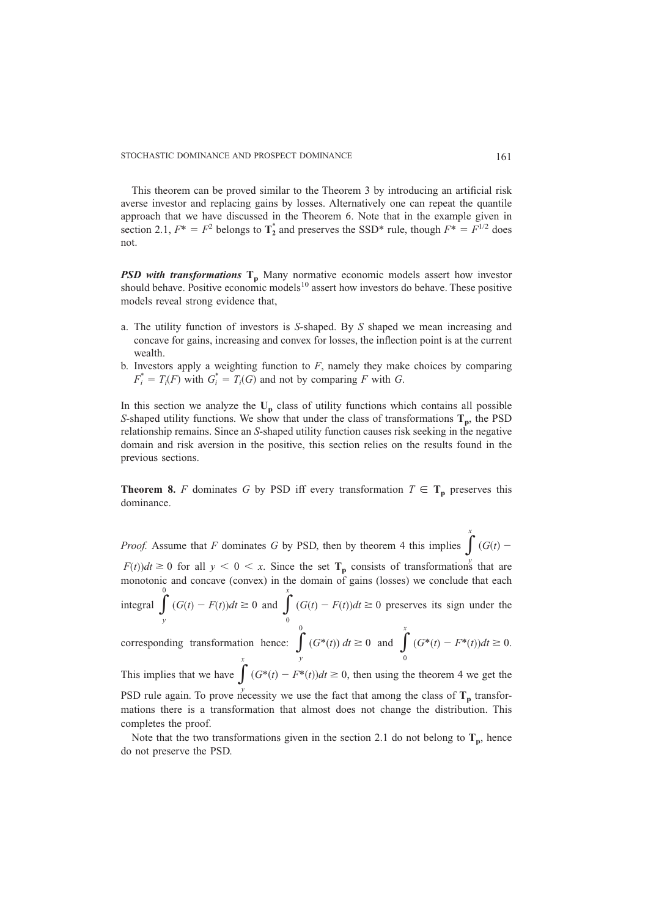This theorem can be proved similar to the Theorem 3 by introducing an artificial risk averse investor and replacing gains by losses. Alternatively one can repeat the quantile approach that we have discussed in the Theorem 6. Note that in the example given in section 2.1, $F^* = F^2$ belongs to $\mathbf{T_2^*}$ and preserves the SSD* rule, though $F^* = F^{1/2}$ does not.

***PSD with transformations*** $\mathbf{T_p}$ Many normative economic models assert how investor should behave. Positive economic models[10] assert how investors do behave. These positive models reveal strong evidence that,

a. The utility function of investors is *S*-shaped. By *S* shaped we mean increasing and concave for gains, increasing and convex for losses, the inflection point is at the current wealth.
b. Investors apply a weighting function to *F*, namely they make choices by comparing $F_i^* = T_i(F)$ with $G_i^* = T_i(G)$ and not by comparing *F* with *G*.

In this section we analyze the $\mathbf{U_p}$ class of utility functions which contains all possible *S*-shaped utility functions. We show that under the class of transformations $\mathbf{T_p}$, the PSD relationship remains. Since an *S*-shaped utility function causes risk seeking in the negative domain and risk aversion in the positive, this section relies on the results found in the previous sections.

**Theorem 8.** *F dominates G by PSD iff every transformation $T \in \mathbf{T_p}$ preserves this dominance.*

*Proof.* Assume that *F* dominates *G* by PSD, then by theorem 4 this implies $\int_y^x (G(t) - F(t))dt \geq 0$ for all $y < 0 < x$. Since the set $\mathbf{T_p}$ consists of transformations that are monotonic and concave (convex) in the domain of gains (losses) we conclude that each integral $\int_y^0 (G(t) - F(t))dt \geq 0$ and $\int_0^x (G(t) - F(t))dt \geq 0$ preserves its sign under the corresponding transformation hence: $\int_y^0 (G^*(t))\, dt \geq 0$ and $\int_0^x (G^*(t) - F^*(t))dt \geq 0$. This implies that we have $\int_y^x (G^*(t) - F^*(t))dt \geq 0$, then using the theorem 4 we get the PSD rule again. To prove necessity we use the fact that among the class of $\mathbf{T_p}$ transformations there is a transformation that almost does not change the distribution. This completes the proof.

Note that the two transformations given in the section 2.1 do not belong to $\mathbf{T_p}$, hence do not preserve the PSD.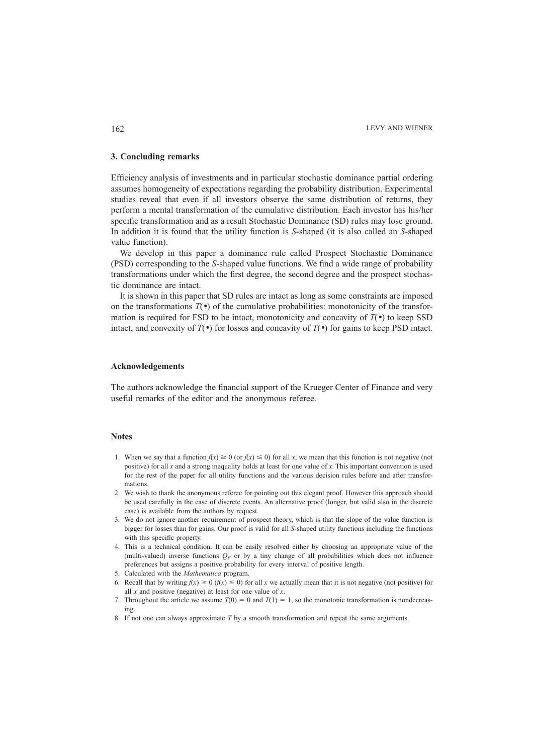### 3. Concluding remarks

Efficiency analysis of investments and in particular stochastic dominance partial ordering assumes homogeneity of expectations regarding the probability distribution. Experimental studies reveal that even if all investors observe the same distribution of returns, they perform a mental transformation of the cumulative distribution. Each investor has his/her specific transformation and as a result Stochastic Dominance (SD) rules may lose ground. In addition it is found that the utility function is *S*-shaped (it is also called an *S*-shaped value function).

We develop in this paper a dominance rule called Prospect Stochastic Dominance (PSD) corresponding to the *S*-shaped value functions. We find a wide range of probability transformations under which the first degree, the second degree and the prospect stochastic dominance are intact.

It is shown in this paper that SD rules are intact as long as some constraints are imposed on the transformations $T(\bullet)$ of the cumulative probabilities: monotonicity of the transformation is required for FSD to be intact, monotonicity and concavity of $T(\bullet)$ to keep SSD intact, and convexity of $T(\bullet)$ for losses and concavity of $T(\bullet)$ for gains to keep PSD intact.

### Acknowledgements

The authors acknowledge the financial support of the Krueger Center of Finance and very useful remarks of the editor and the anonymous referee.

### Notes

1. When we say that a function $f(x) \geq 0$ (or $f(x) \leq 0$) for all $x$, we mean that this function is not negative (not positive) for all $x$ and a strong inequality holds at least for one value of $x$. This important convention is used for the rest of the paper for all utility functions and the various decision rules before and after transformations.
2. We wish to thank the anonymous referee for pointing out this elegant proof. However this approach should be used carefully in the case of discrete events. An alternative proof (longer, but valid also in the discrete case) is available from the authors by request.
3. We do not ignore another requirement of prospect theory, which is that the slope of the value function is bigger for losses than for gains. Our proof is valid for all *S*-shaped utility functions including the functions with this specific property.
4. This is a technical condition. It can be easily resolved either by choosing an appropriate value of the (multi-valued) inverse functions $Q_F$ or by a tiny change of all probabilities which does not influence preferences but assigns a positive probability for every interval of positive length.
5. Calculated with the *Mathematica* program.
6. Recall that by writing $f(x) \geq 0$ ($f(x) \leq 0$) for all $x$ we actually mean that it is not negative (not positive) for all $x$ and positive (negative) at least for one value of $x$.
7. Throughout the article we assume $T(0) = 0$ and $T(1) = 1$, so the monotonic transformation is nondecreasing.
8. If not one can always approximate $T$ by a smooth transformation and repeat the same arguments.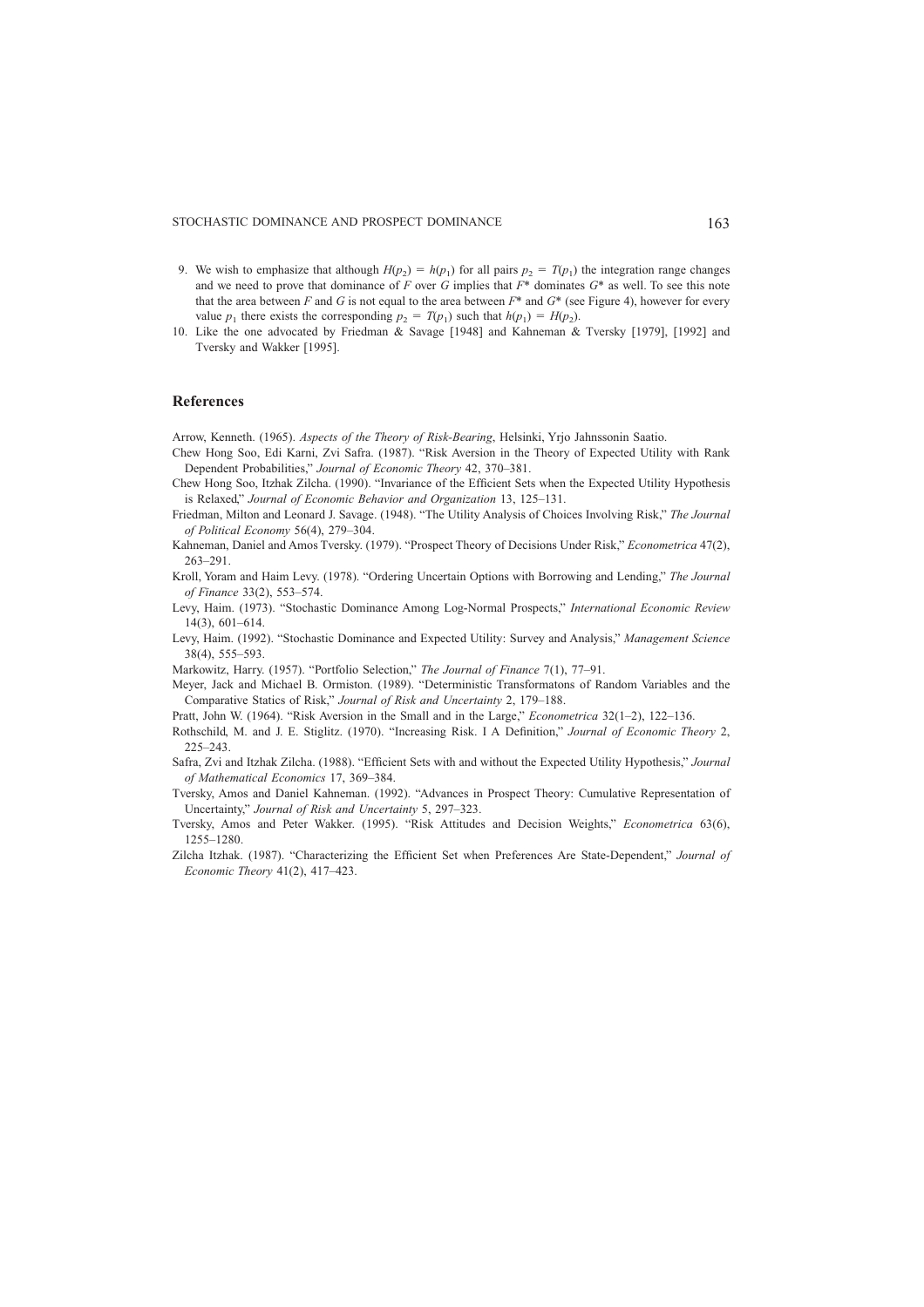9. We wish to emphasize that although $H(p_2) = h(p_1)$ for all pairs $p_2 = T(p_1)$ the integration range changes and we need to prove that dominance of $F$ over $G$ implies that $F^*$ dominates $G^*$ as well. To see this note that the area between $F$ and $G$ is not equal to the area between $F^*$ and $G^*$ (see Figure 4), however for every value $p_1$ there exists the corresponding $p_2 = T(p_1)$ such that $h(p_1) = H(p_2)$.
10. Like the one advocated by Friedman & Savage [1948] and Kahneman & Tversky [1979], [1992] and Tversky and Wakker [1995].

## References

Arrow, Kenneth. (1965). *Aspects of the Theory of Risk-Bearing*, Helsinki, Yrjo Jahnssonin Saatio.

Chew Hong Soo, Edi Karni, Zvi Safra. (1987). "Risk Aversion in the Theory of Expected Utility with Rank Dependent Probabilities," *Journal of Economic Theory* 42, 370–381.

Chew Hong Soo, Itzhak Zilcha. (1990). "Invariance of the Efficient Sets when the Expected Utility Hypothesis is Relaxed," *Journal of Economic Behavior and Organization* 13, 125–131.

Friedman, Milton and Leonard J. Savage. (1948). "The Utility Analysis of Choices Involving Risk," *The Journal of Political Economy* 56(4), 279–304.

Kahneman, Daniel and Amos Tversky. (1979). "Prospect Theory of Decisions Under Risk," *Econometrica* 47(2), 263–291.

Kroll, Yoram and Haim Levy. (1978). "Ordering Uncertain Options with Borrowing and Lending," *The Journal of Finance* 33(2), 553–574.

Levy, Haim. (1973). "Stochastic Dominance Among Log-Normal Prospects," *International Economic Review* 14(3), 601–614.

Levy, Haim. (1992). "Stochastic Dominance and Expected Utility: Survey and Analysis," *Management Science* 38(4), 555–593.

Markowitz, Harry. (1957). "Portfolio Selection," *The Journal of Finance* 7(1), 77–91.

Meyer, Jack and Michael B. Ormiston. (1989). "Deterministic Transformatons of Random Variables and the Comparative Statics of Risk," *Journal of Risk and Uncertainty* 2, 179–188.

Pratt, John W. (1964). "Risk Aversion in the Small and in the Large," *Econometrica* 32(1–2), 122–136.

Rothschild, M. and J. E. Stiglitz. (1970). "Increasing Risk. I A Definition," *Journal of Economic Theory* 2, 225–243.

Safra, Zvi and Itzhak Zilcha. (1988). "Efficient Sets with and without the Expected Utility Hypothesis," *Journal of Mathematical Economics* 17, 369–384.

Tversky, Amos and Daniel Kahneman. (1992). "Advances in Prospect Theory: Cumulative Representation of Uncertainty," *Journal of Risk and Uncertainty* 5, 297–323.

Tversky, Amos and Peter Wakker. (1995). "Risk Attitudes and Decision Weights," *Econometrica* 63(6), 1255–1280.

Zilcha Itzhak. (1987). "Characterizing the Efficient Set when Preferences Are State-Dependent," *Journal of Economic Theory* 41(2), 417–423.